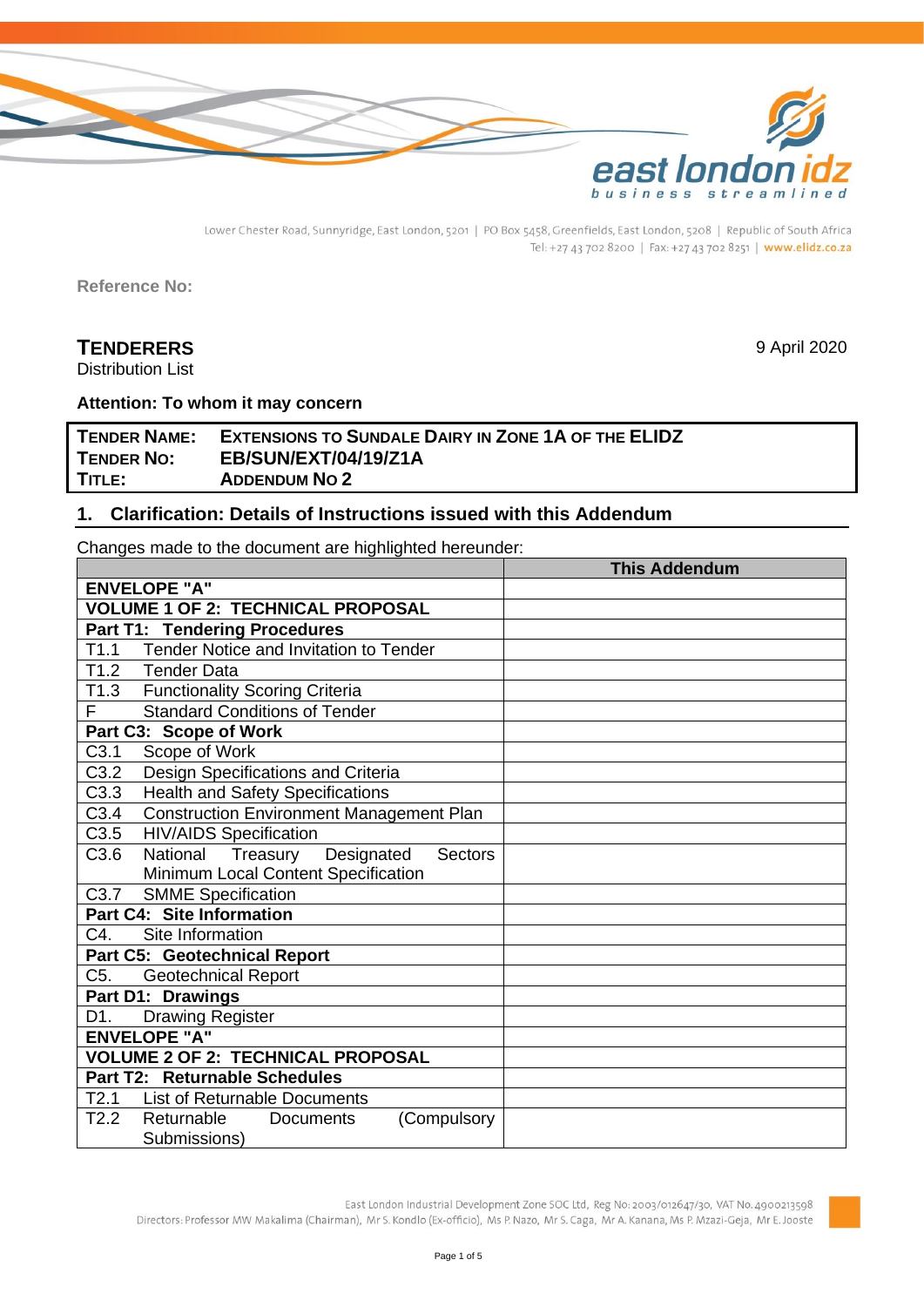Lower Chester Road, Sunnyridge, East London, 5201 | PO Box 5458, Greenfields, East London, 5208 | Republic of South Africa
Tel: +27 43 702 8200 | Fax: +27 43 702 8251 | www.elidz.co.za

**Reference No:**

**TENDERERS**
Distribution List

9 April 2020

**Attention: To whom it may concern**

| | |
|---|---|
| **TENDER NAME:** | **EXTENSIONS TO SUNDALE DAIRY IN ZONE 1A OF THE ELIDZ** |
| **TENDER NO:** | **EB/SUN/EXT/04/19/Z1A** |
| **TITLE:** | **ADDENDUM NO 2** |

## 1. Clarification: Details of Instructions issued with this Addendum

Changes made to the document are highlighted hereunder:

| | **This Addendum** |
|---|---|
| **ENVELOPE "A"** | |
| **VOLUME 1 OF 2: TECHNICAL PROPOSAL** | |
| **Part T1: Tendering Procedures** | |
| T1.1 Tender Notice and Invitation to Tender | |
| T1.2 Tender Data | |
| T1.3 Functionality Scoring Criteria | |
| F Standard Conditions of Tender | |
| **Part C3: Scope of Work** | |
| C3.1 Scope of Work | |
| C3.2 Design Specifications and Criteria | |
| C3.3 Health and Safety Specifications | |
| C3.4 Construction Environment Management Plan | |
| C3.5 HIV/AIDS Specification | |
| C3.6 National Treasury Designated Sectors Minimum Local Content Specification | |
| C3.7 SMME Specification | |
| **Part C4: Site Information** | |
| C4. Site Information | |
| **Part C5: Geotechnical Report** | |
| C5. Geotechnical Report | |
| **Part D1: Drawings** | |
| D1. Drawing Register | |
| **ENVELOPE "A"** | |
| **VOLUME 2 OF 2: TECHNICAL PROPOSAL** | |
| **Part T2: Returnable Schedules** | |
| T2.1 List of Returnable Documents | |
| T2.2 Returnable Documents (Compulsory Submissions) | |

East London Industrial Development Zone SOC Ltd, Reg No: 2003/012647/30, VAT No. 4900213598
Directors: Professor MW Makalima (Chairman), Mr S. Kondlo (Ex-officio), Ms P. Nazo, Mr S. Caga, Mr A. Kanana, Ms P. Mzazi-Geja, Mr E. Jooste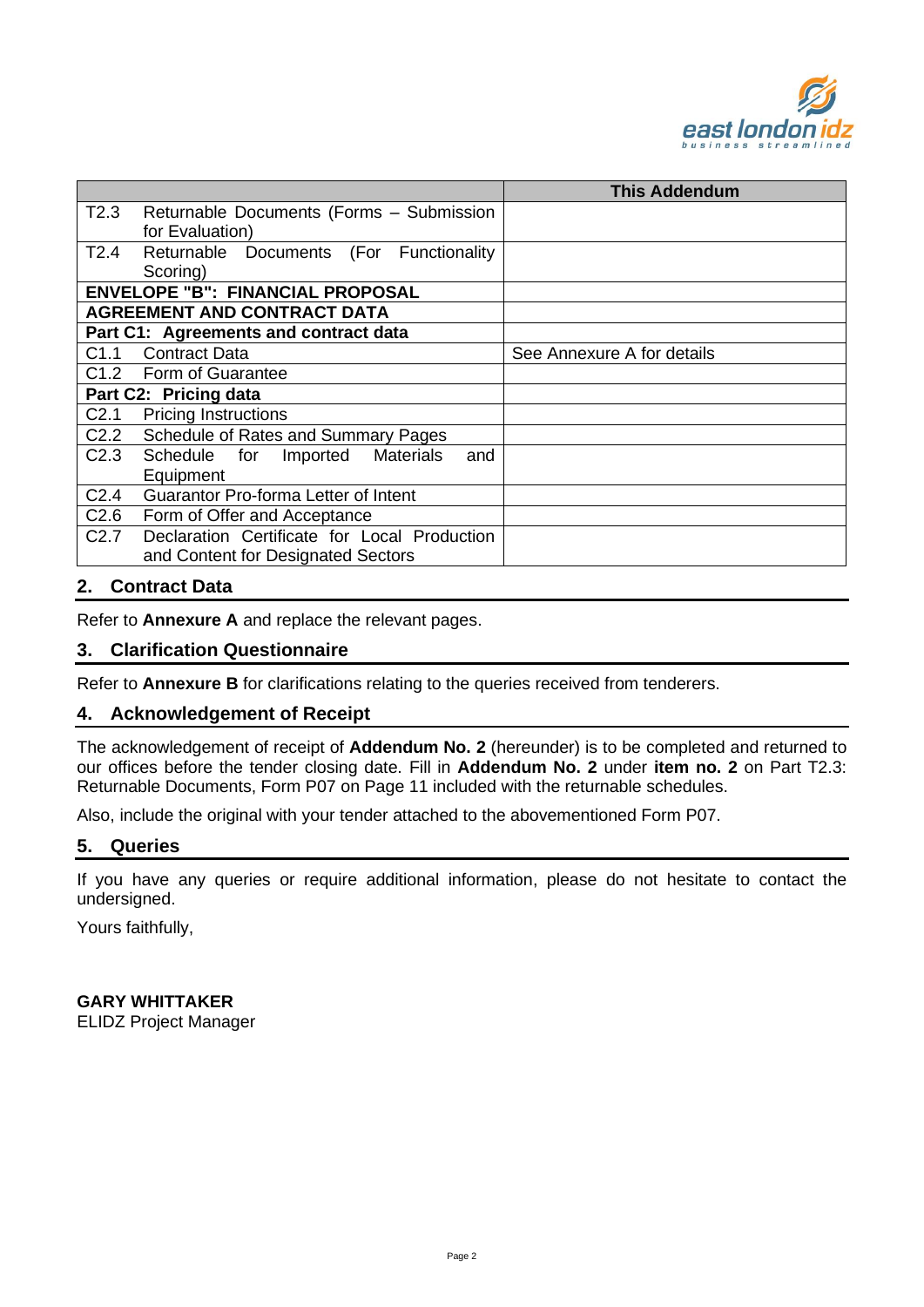| | This Addendum |
|---|---|
| T2.3 Returnable Documents (Forms – Submission for Evaluation) | |
| T2.4 Returnable Documents (For Functionality Scoring) | |
| **ENVELOPE "B": FINANCIAL PROPOSAL** | |
| **AGREEMENT AND CONTRACT DATA** | |
| **Part C1: Agreements and contract data** | |
| C1.1 Contract Data | See Annexure A for details |
| C1.2 Form of Guarantee | |
| **Part C2: Pricing data** | |
| C2.1 Pricing Instructions | |
| C2.2 Schedule of Rates and Summary Pages | |
| C2.3 Schedule for Imported Materials and Equipment | |
| C2.4 Guarantor Pro-forma Letter of Intent | |
| C2.6 Form of Offer and Acceptance | |
| C2.7 Declaration Certificate for Local Production and Content for Designated Sectors | |

## 2. Contract Data

Refer to **Annexure A** and replace the relevant pages.

## 3. Clarification Questionnaire

Refer to **Annexure B** for clarifications relating to the queries received from tenderers.

## 4. Acknowledgement of Receipt

The acknowledgement of receipt of **Addendum No. 2** (hereunder) is to be completed and returned to our offices before the tender closing date. Fill in **Addendum No. 2** under **item no. 2** on Part T2.3: Returnable Documents, Form P07 on Page 11 included with the returnable schedules.

Also, include the original with your tender attached to the abovementioned Form P07.

## 5. Queries

If you have any queries or require additional information, please do not hesitate to contact the undersigned.

Yours faithfully,

**GARY WHITTAKER**
ELIDZ Project Manager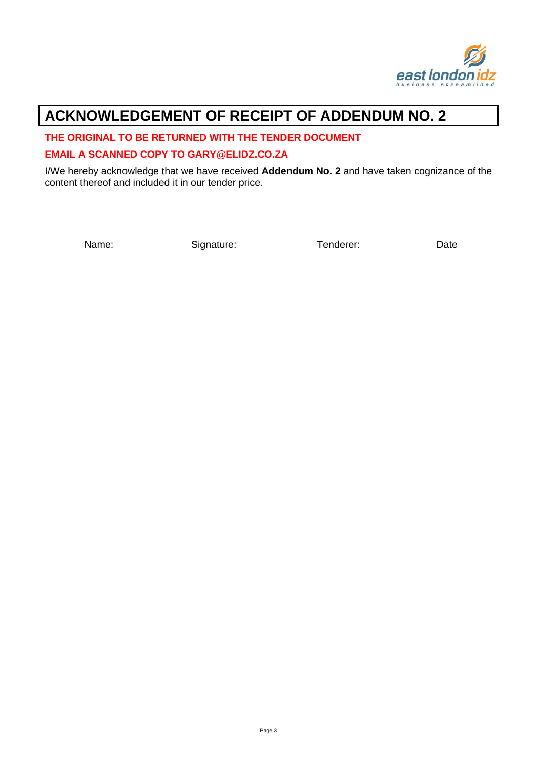# ACKNOWLEDGEMENT OF RECEIPT OF ADDENDUM NO. 2

**THE ORIGINAL TO BE RETURNED WITH THE TENDER DOCUMENT**

**EMAIL A SCANNED COPY TO GARY@ELIDZ.CO.ZA**

I/We hereby acknowledge that we have received **Addendum No. 2** and have taken cognizance of the content thereof and included it in our tender price.

| ____________________ | ____________________ | ____________________ | ____________ |
|---|---|---|---|
| Name: | Signature: | Tenderer: | Date |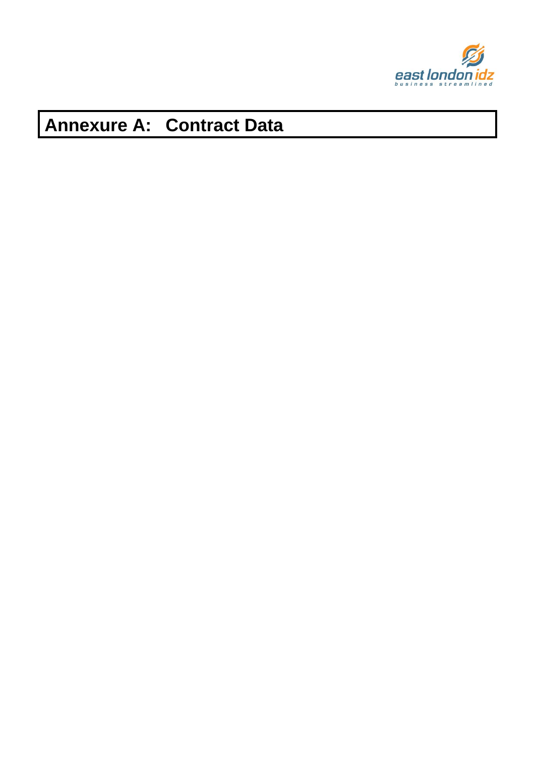# Annexure A: Contract Data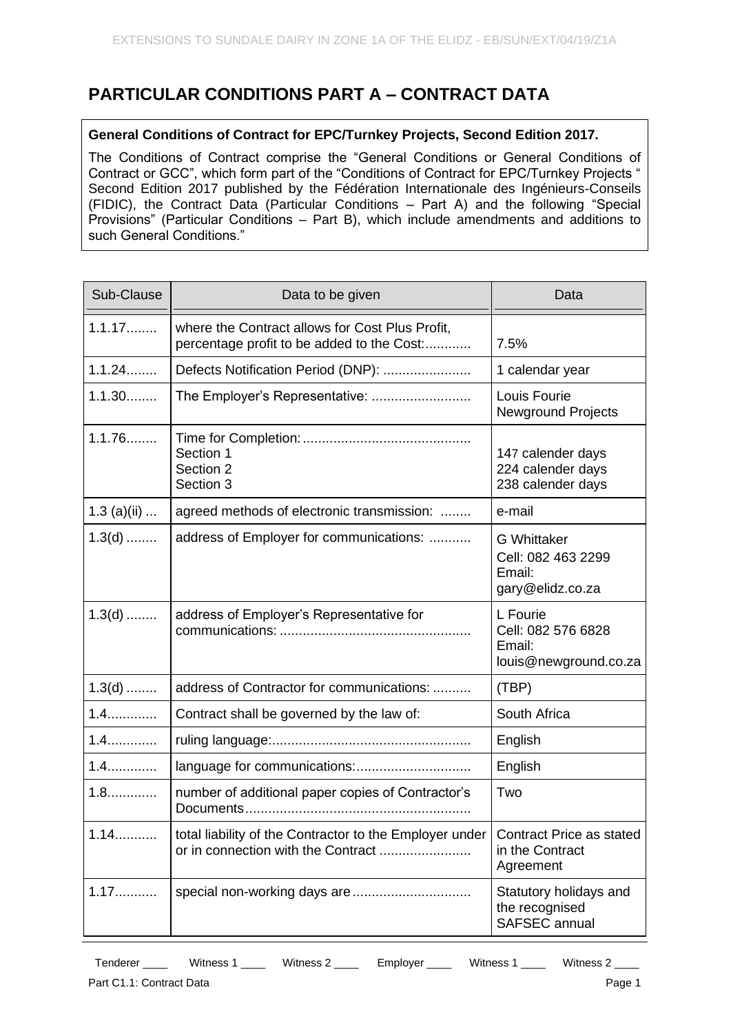## PARTICULAR CONDITIONS PART A – CONTRACT DATA

**General Conditions of Contract for EPC/Turnkey Projects, Second Edition 2017.**

The Conditions of Contract comprise the "General Conditions or General Conditions of Contract or GCC", which form part of the "Conditions of Contract for EPC/Turnkey Projects " Second Edition 2017 published by the Fédération Internationale des Ingénieurs-Conseils (FIDIC), the Contract Data (Particular Conditions – Part A) and the following "Special Provisions" (Particular Conditions – Part B), which include amendments and additions to such General Conditions."

| Sub-Clause | Data to be given | Data |
|---|---|---|
| 1.1.17........ | where the Contract allows for Cost Plus Profit, percentage profit to be added to the Cost:............ | 7.5% |
| 1.1.24........ | Defects Notification Period (DNP): ....................... | 1 calendar year |
| 1.1.30........ | The Employer's Representative: .......................... | Louis Fourie<br>Newground Projects |
| 1.1.76........ | Time for Completion:...........................................<br>Section 1<br>Section 2<br>Section 3 | <br>147 calender days<br>224 calender days<br>238 calender days |
| 1.3 (a)(ii) ... | agreed methods of electronic transmission: ........ | e-mail |
| 1.3(d) ........ | address of Employer for communications: ........... | G Whittaker<br>Cell: 082 463 2299<br>Email:<br>gary@elidz.co.za |
| 1.3(d) ........ | address of Employer's Representative for communications: ................................................. | L Fourie<br>Cell: 082 576 6828<br>Email:<br>louis@newground.co.za |
| 1.3(d) ........ | address of Contractor for communications: .......... | (TBP) |
| 1.4............ | Contract shall be governed by the law of: | South Africa |
| 1.4............ | ruling language:................................................... | English |
| 1.4............ | language for communications:.............................. | English |
| 1.8............ | number of additional paper copies of Contractor's Documents.......................................................... | Two |
| 1.14........... | total liability of the Contractor to the Employer under or in connection with the Contract ........................ | Contract Price as stated in the Contract Agreement |
| 1.17........... | special non-working days are............................... | Statutory holidays and the recognised SAFSEC annual |

Tenderer ____ Witness 1 ____ Witness 2 ____ Employer ____ Witness 1 ____ Witness 2 ____

Part C1.1: Contract Data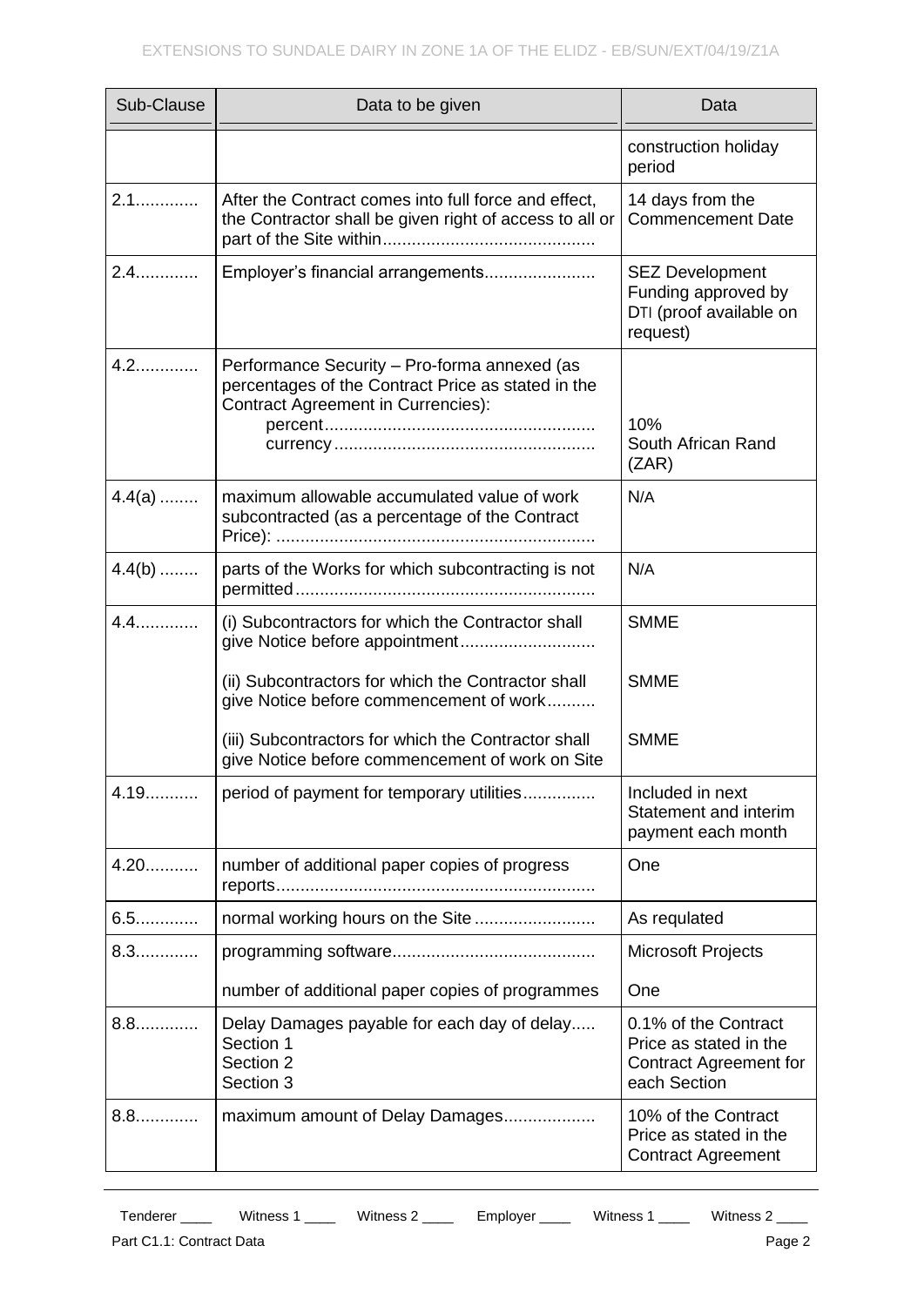| Sub-Clause | Data to be given | Data |
|---|---|---|
| | | construction holiday period |
| 2.1............ | After the Contract comes into full force and effect, the Contractor shall be given right of access to all or part of the Site within............................................ | 14 days from the Commencement Date |
| 2.4............ | Employer's financial arrangements....................... | SEZ Development Funding approved by DTI (proof available on request) |
| 4.2............ | Performance Security – Pro-forma annexed (as percentages of the Contract Price as stated in the Contract Agreement in Currencies):<br>percent.......................................................<br>currency..................................................... | <br><br><br>10%<br>South African Rand (ZAR) |
| 4.4(a) ........ | maximum allowable accumulated value of work subcontracted (as a percentage of the Contract Price): ................................................................. | N/A |
| 4.4(b) ........ | parts of the Works for which subcontracting is not permitted............................................................. | N/A |
| 4.4............ | (i) Subcontractors for which the Contractor shall give Notice before appointment............................<br><br>(ii) Subcontractors for which the Contractor shall give Notice before commencement of work..........<br><br>(iii) Subcontractors for which the Contractor shall give Notice before commencement of work on Site | SMME<br><br>SMME<br><br>SMME |
| 4.19........... | period of payment for temporary utilities.............. | Included in next Statement and interim payment each month |
| 4.20........... | number of additional paper copies of progress reports................................................................. | One |
| 6.5............ | normal working hours on the Site ......................... | As requlated |
| 8.3............ | programming software.........................................<br><br>number of additional paper copies of programmes | Microsoft Projects<br><br>One |
| 8.8............ | Delay Damages payable for each day of delay.....<br>Section 1<br>Section 2<br>Section 3 | 0.1% of the Contract Price as stated in the Contract Agreement for each Section |
| 8.8............ | maximum amount of Delay Damages.................. | 10% of the Contract Price as stated in the Contract Agreement |

Tenderer ____ Witness 1 ____ Witness 2 ____ Employer ____ Witness 1 ____ Witness 2 ____

Part C1.1: Contract Data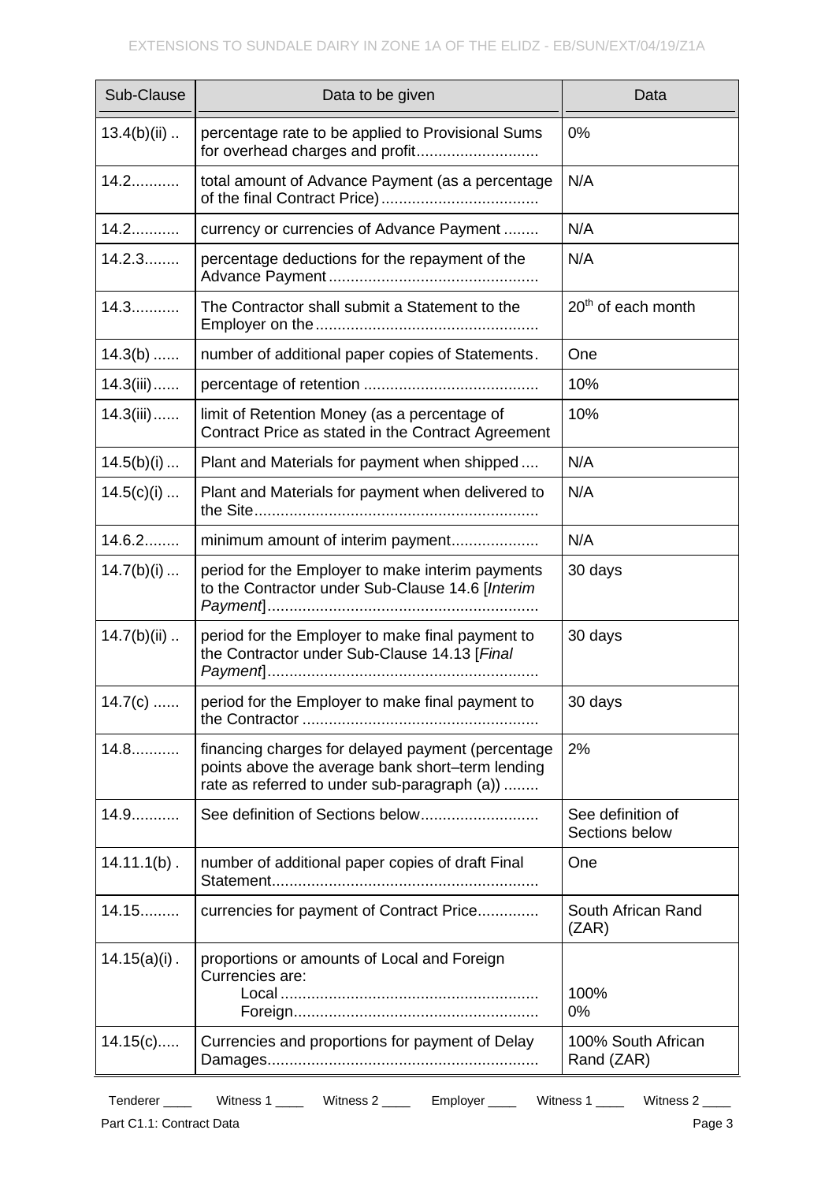| Sub-Clause | Data to be given | Data |
|---|---|---|
| 13.4(b)(ii) .. | percentage rate to be applied to Provisional Sums for overhead charges and profit........................... | 0% |
| 14.2........... | total amount of Advance Payment (as a percentage of the final Contract Price)................................... | N/A |
| 14.2........... | currency or currencies of Advance Payment ........ | N/A |
| 14.2.3........ | percentage deductions for the repayment of the Advance Payment............................................... | N/A |
| 14.3........... | The Contractor shall submit a Statement to the Employer on the.................................................. | 20th of each month |
| 14.3(b) ...... | number of additional paper copies of Statements. | One |
| 14.3(iii)...... | percentage of retention ....................................... | 10% |
| 14.3(iii)...... | limit of Retention Money (as a percentage of Contract Price as stated in the Contract Agreement | 10% |
| 14.5(b)(i) ... | Plant and Materials for payment when shipped .... | N/A |
| 14.5(c)(i) ... | Plant and Materials for payment when delivered to the Site................................................................ | N/A |
| 14.6.2........ | minimum amount of interim payment.................... | N/A |
| 14.7(b)(i) ... | period for the Employer to make interim payments to the Contractor under Sub-Clause 14.6 [*Interim Payment*]............................................................. | 30 days |
| 14.7(b)(ii) .. | period for the Employer to make final payment to the Contractor under Sub-Clause 14.13 [*Final Payment*]............................................................. | 30 days |
| 14.7(c) ...... | period for the Employer to make final payment to the Contractor ..................................................... | 30 days |
| 14.8........... | financing charges for delayed payment (percentage points above the average bank short–term lending rate as referred to under sub-paragraph (a)) ........ | 2% |
| 14.9........... | See definition of Sections below.......................... | See definition of Sections below |
| 14.11.1(b) . | number of additional paper copies of draft Final Statement............................................................ | One |
| 14.15......... | currencies for payment of Contract Price............. | South African Rand (ZAR) |
| 14.15(a)(i) . | proportions or amounts of Local and Foreign Currencies are: Local.......................................................... Foreign....................................................... | 100% 0% |
| 14.15(c)..... | Currencies and proportions for payment of Delay Damages............................................................. | 100% South African Rand (ZAR) |

Tenderer ____ Witness 1 ____ Witness 2 ____ Employer ____ Witness 1 ____ Witness 2 ____

Part C1.1: Contract Data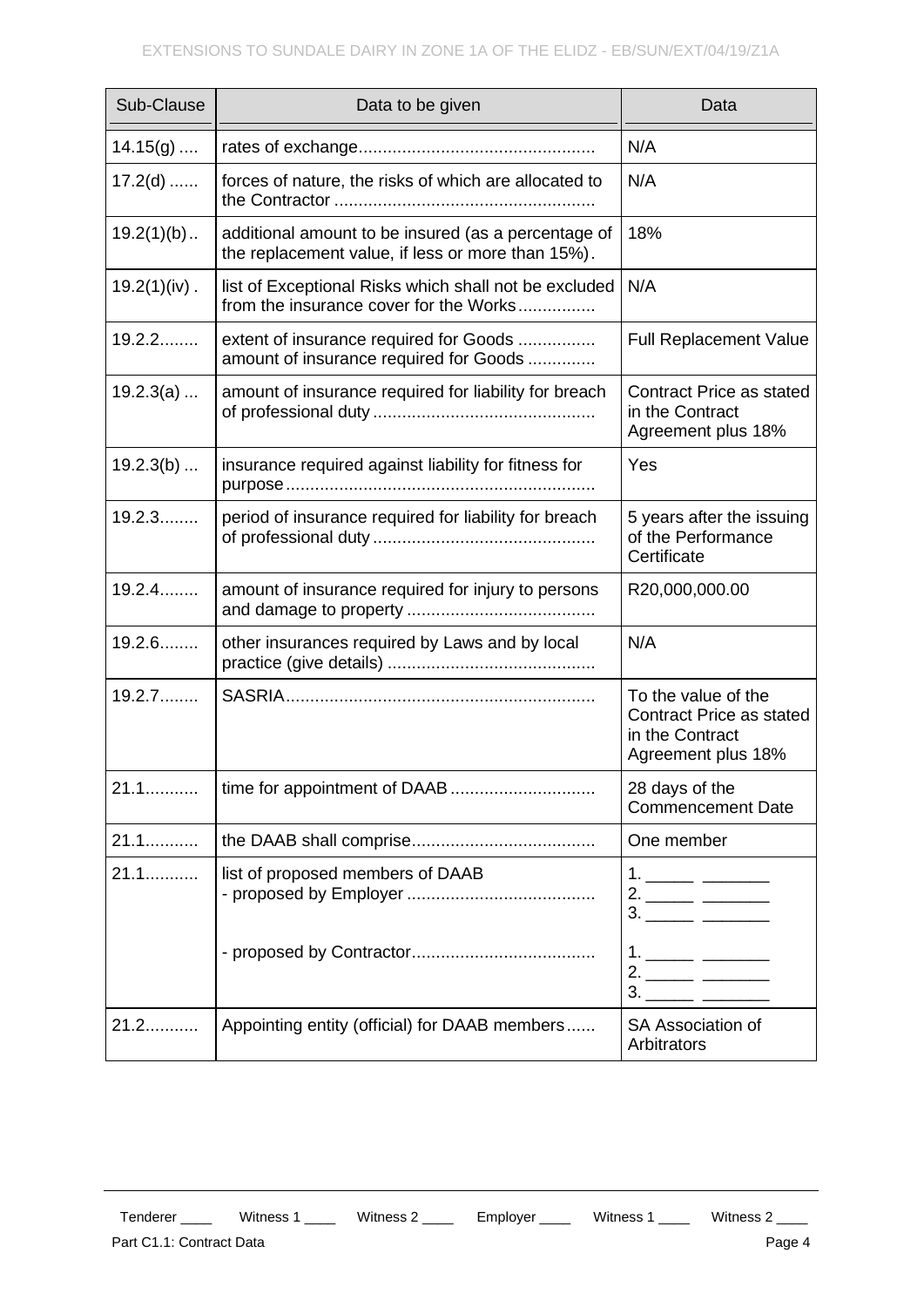| Sub-Clause | Data to be given | Data |
|---|---|---|
| 14.15(g) .... | rates of exchange................................................. | N/A |
| 17.2(d) ...... | forces of nature, the risks of which are allocated to the Contractor ...................................................... | N/A |
| 19.2(1)(b).. | additional amount to be insured (as a percentage of the replacement value, if less or more than 15%). | 18% |
| 19.2(1)(iv) . | list of Exceptional Risks which shall not be excluded from the insurance cover for the Works................ | N/A |
| 19.2.2........ | extent of insurance required for Goods ................ amount of insurance required for Goods .............. | Full Replacement Value |
| 19.2.3(a) ... | amount of insurance required for liability for breach of professional duty ............................................. | Contract Price as stated in the Contract Agreement plus 18% |
| 19.2.3(b) ... | insurance required against liability for fitness for purpose............................................................... | Yes |
| 19.2.3........ | period of insurance required for liability for breach of professional duty ............................................. | 5 years after the issuing of the Performance Certificate |
| 19.2.4........ | amount of insurance required for injury to persons and damage to property ....................................... | R20,000,000.00 |
| 19.2.6........ | other insurances required by Laws and by local practice (give details) ........................................... | N/A |
| 19.2.7........ | SASRIA............................................................... | To the value of the Contract Price as stated in the Contract Agreement plus 18% |
| 21.1........... | time for appointment of DAAB .............................. | 28 days of the Commencement Date |
| 21.1........... | the DAAB shall comprise...................................... | One member |
| 21.1........... | list of proposed members of DAAB<br>- proposed by Employer .......................................<br><br>- proposed by Contractor...................................... | 1. _____ _______<br>2. _____ _______<br>3. _____ _______<br><br>1. _____ _______<br>2. _____ _______<br>3. _____ _______ |
| 21.2........... | Appointing entity (official) for DAAB members...... | SA Association of Arbitrators |

Tenderer ____ Witness 1 ____ Witness 2 ____ Employer ____ Witness 1 ____ Witness 2 ____

Part C1.1: Contract Data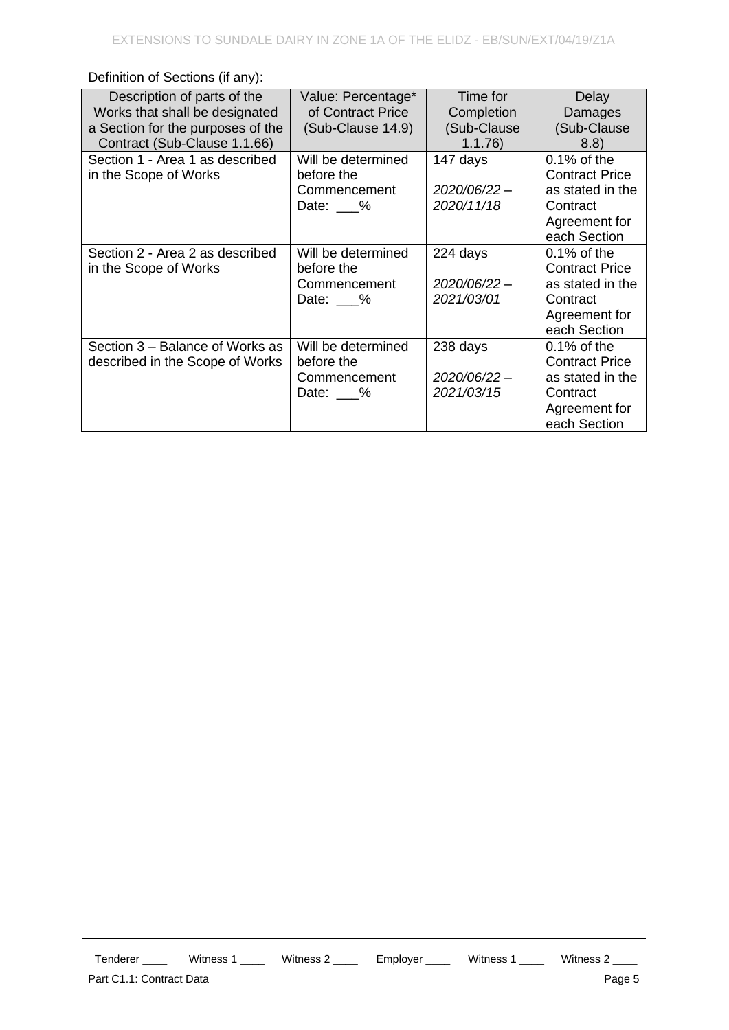Definition of Sections (if any):

| Description of parts of the Works that shall be designated a Section for the purposes of the Contract (Sub-Clause 1.1.66) | Value: Percentage* of Contract Price (Sub-Clause 14.9) | Time for Completion (Sub-Clause 1.1.76) | Delay Damages (Sub-Clause 8.8) |
|---|---|---|---|
| Section 1 - Area 1 as described in the Scope of Works | Will be determined before the Commencement Date: ___% | 147 days *2020/06/22 – 2020/11/18* | 0.1% of the Contract Price as stated in the Contract Agreement for each Section |
| Section 2 - Area 2 as described in the Scope of Works | Will be determined before the Commencement Date: ___% | 224 days *2020/06/22 – 2021/03/01* | 0.1% of the Contract Price as stated in the Contract Agreement for each Section |
| Section 3 – Balance of Works as described in the Scope of Works | Will be determined before the Commencement Date: ___% | 238 days *2020/06/22 – 2021/03/15* | 0.1% of the Contract Price as stated in the Contract Agreement for each Section |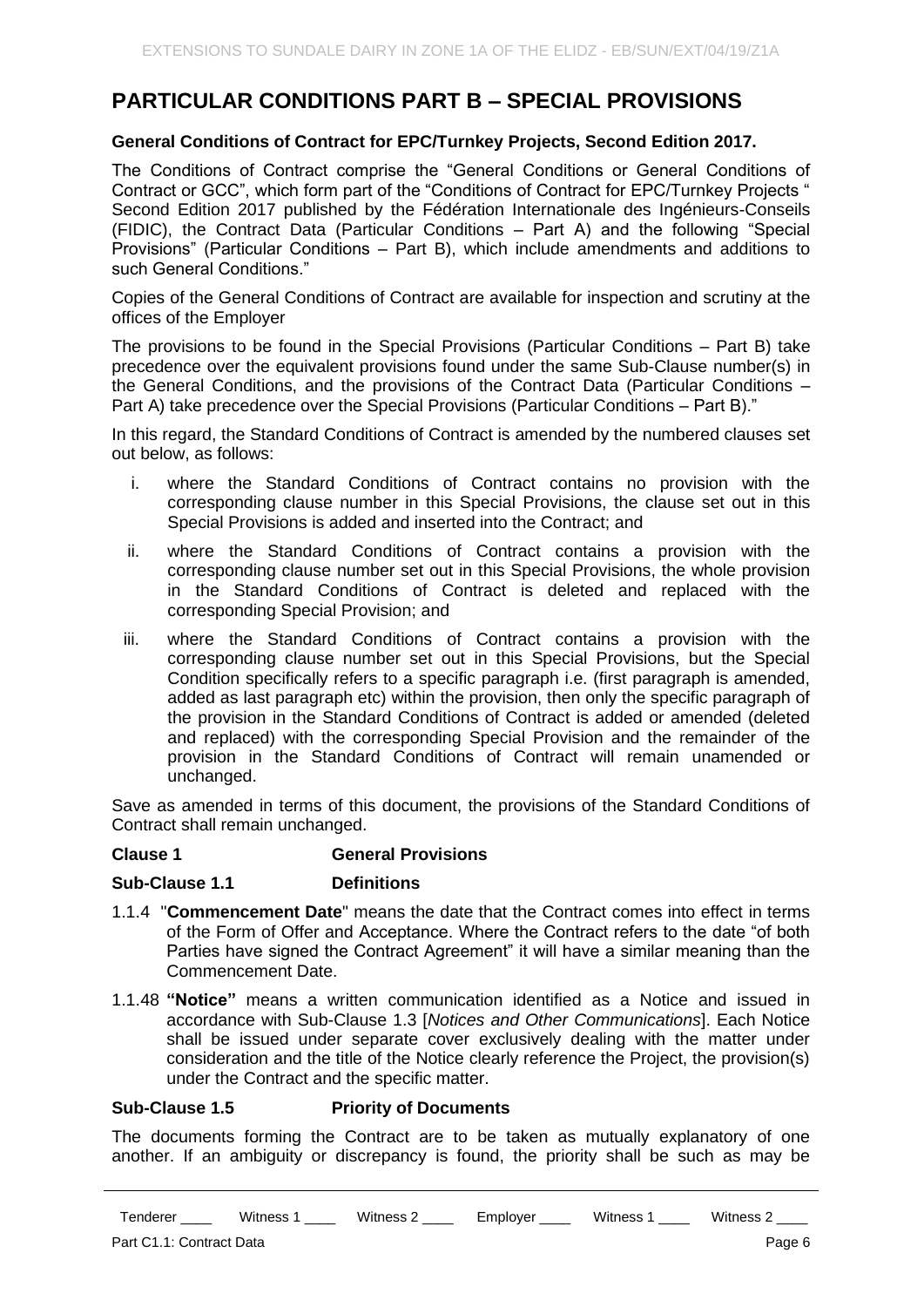## PARTICULAR CONDITIONS PART B – SPECIAL PROVISIONS

**General Conditions of Contract for EPC/Turnkey Projects, Second Edition 2017.**

The Conditions of Contract comprise the "General Conditions or General Conditions of Contract or GCC", which form part of the "Conditions of Contract for EPC/Turnkey Projects " Second Edition 2017 published by the Fédération Internationale des Ingénieurs-Conseils (FIDIC), the Contract Data (Particular Conditions – Part A) and the following "Special Provisions" (Particular Conditions – Part B), which include amendments and additions to such General Conditions."

Copies of the General Conditions of Contract are available for inspection and scrutiny at the offices of the Employer

The provisions to be found in the Special Provisions (Particular Conditions – Part B) take precedence over the equivalent provisions found under the same Sub-Clause number(s) in the General Conditions, and the provisions of the Contract Data (Particular Conditions – Part A) take precedence over the Special Provisions (Particular Conditions – Part B)."

In this regard, the Standard Conditions of Contract is amended by the numbered clauses set out below, as follows:

i. where the Standard Conditions of Contract contains no provision with the corresponding clause number in this Special Provisions, the clause set out in this Special Provisions is added and inserted into the Contract; and

ii. where the Standard Conditions of Contract contains a provision with the corresponding clause number set out in this Special Provisions, the whole provision in the Standard Conditions of Contract is deleted and replaced with the corresponding Special Provision; and

iii. where the Standard Conditions of Contract contains a provision with the corresponding clause number set out in this Special Provisions, but the Special Condition specifically refers to a specific paragraph i.e. (first paragraph is amended, added as last paragraph etc) within the provision, then only the specific paragraph of the provision in the Standard Conditions of Contract is added or amended (deleted and replaced) with the corresponding Special Provision and the remainder of the provision in the Standard Conditions of Contract will remain unamended or unchanged.

Save as amended in terms of this document, the provisions of the Standard Conditions of Contract shall remain unchanged.

**Clause 1 General Provisions**

**Sub-Clause 1.1 Definitions**

1.1.4 "**Commencement Date**" means the date that the Contract comes into effect in terms of the Form of Offer and Acceptance. Where the Contract refers to the date "of both Parties have signed the Contract Agreement" it will have a similar meaning than the Commencement Date.

1.1.48 **"Notice"** means a written communication identified as a Notice and issued in accordance with Sub-Clause 1.3 [*Notices and Other Communications*]. Each Notice shall be issued under separate cover exclusively dealing with the matter under consideration and the title of the Notice clearly reference the Project, the provision(s) under the Contract and the specific matter.

**Sub-Clause 1.5 Priority of Documents**

The documents forming the Contract are to be taken as mutually explanatory of one another. If an ambiguity or discrepancy is found, the priority shall be such as may be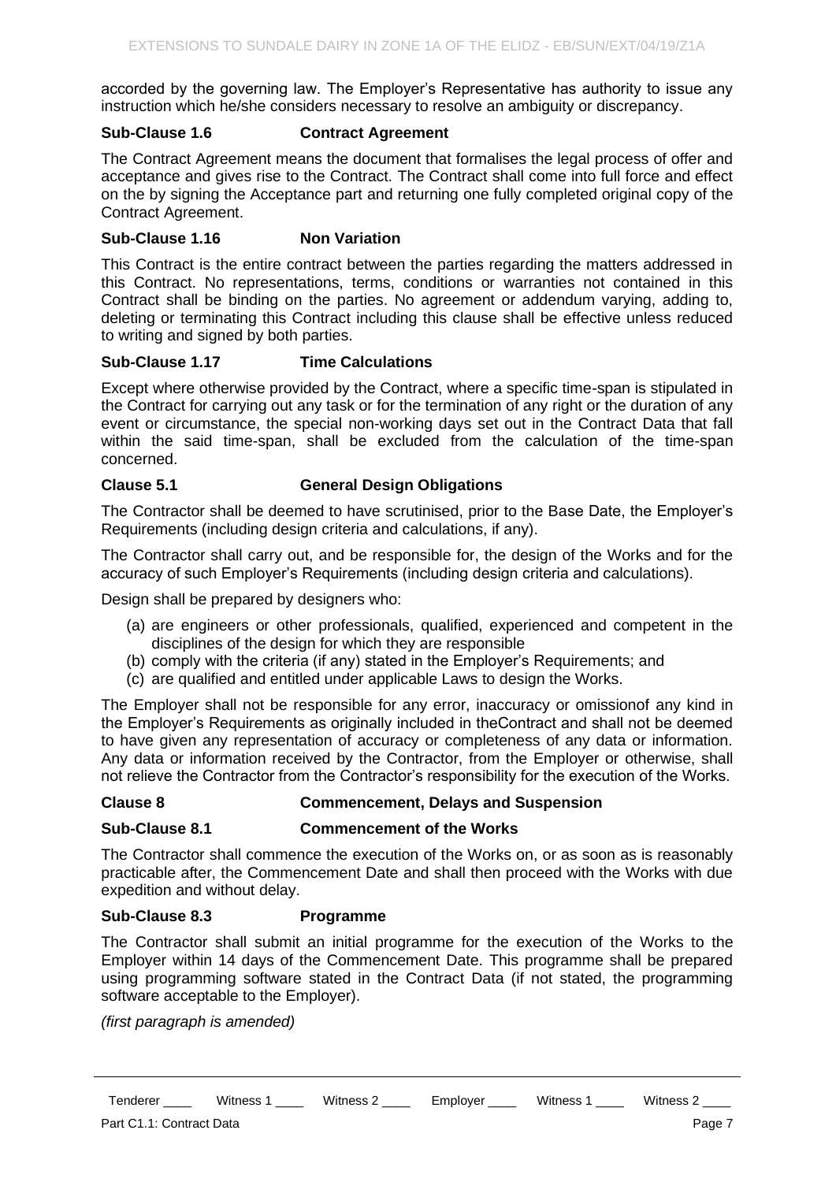accorded by the governing law. The Employer's Representative has authority to issue any instruction which he/she considers necessary to resolve an ambiguity or discrepancy.

**Sub-Clause 1.6 Contract Agreement**

The Contract Agreement means the document that formalises the legal process of offer and acceptance and gives rise to the Contract. The Contract shall come into full force and effect on the by signing the Acceptance part and returning one fully completed original copy of the Contract Agreement.

**Sub-Clause 1.16 Non Variation**

This Contract is the entire contract between the parties regarding the matters addressed in this Contract. No representations, terms, conditions or warranties not contained in this Contract shall be binding on the parties. No agreement or addendum varying, adding to, deleting or terminating this Contract including this clause shall be effective unless reduced to writing and signed by both parties.

**Sub-Clause 1.17 Time Calculations**

Except where otherwise provided by the Contract, where a specific time-span is stipulated in the Contract for carrying out any task or for the termination of any right or the duration of any event or circumstance, the special non-working days set out in the Contract Data that fall within the said time-span, shall be excluded from the calculation of the time-span concerned.

**Clause 5.1 General Design Obligations**

The Contractor shall be deemed to have scrutinised, prior to the Base Date, the Employer's Requirements (including design criteria and calculations, if any).

The Contractor shall carry out, and be responsible for, the design of the Works and for the accuracy of such Employer's Requirements (including design criteria and calculations).

Design shall be prepared by designers who:

(a) are engineers or other professionals, qualified, experienced and competent in the disciplines of the design for which they are responsible
(b) comply with the criteria (if any) stated in the Employer's Requirements; and
(c) are qualified and entitled under applicable Laws to design the Works.

The Employer shall not be responsible for any error, inaccuracy or omissionof any kind in the Employer's Requirements as originally included in theContract and shall not be deemed to have given any representation of accuracy or completeness of any data or information. Any data or information received by the Contractor, from the Employer or otherwise, shall not relieve the Contractor from the Contractor's responsibility for the execution of the Works.

**Clause 8 Commencement, Delays and Suspension**

**Sub-Clause 8.1 Commencement of the Works**

The Contractor shall commence the execution of the Works on, or as soon as is reasonably practicable after, the Commencement Date and shall then proceed with the Works with due expedition and without delay.

**Sub-Clause 8.3 Programme**

The Contractor shall submit an initial programme for the execution of the Works to the Employer within 14 days of the Commencement Date. This programme shall be prepared using programming software stated in the Contract Data (if not stated, the programming software acceptable to the Employer).

*(first paragraph is amended)*

Tenderer ____ Witness 1 ____ Witness 2 ____ Employer ____ Witness 1 ____ Witness 2 ____

Part C1.1: Contract Data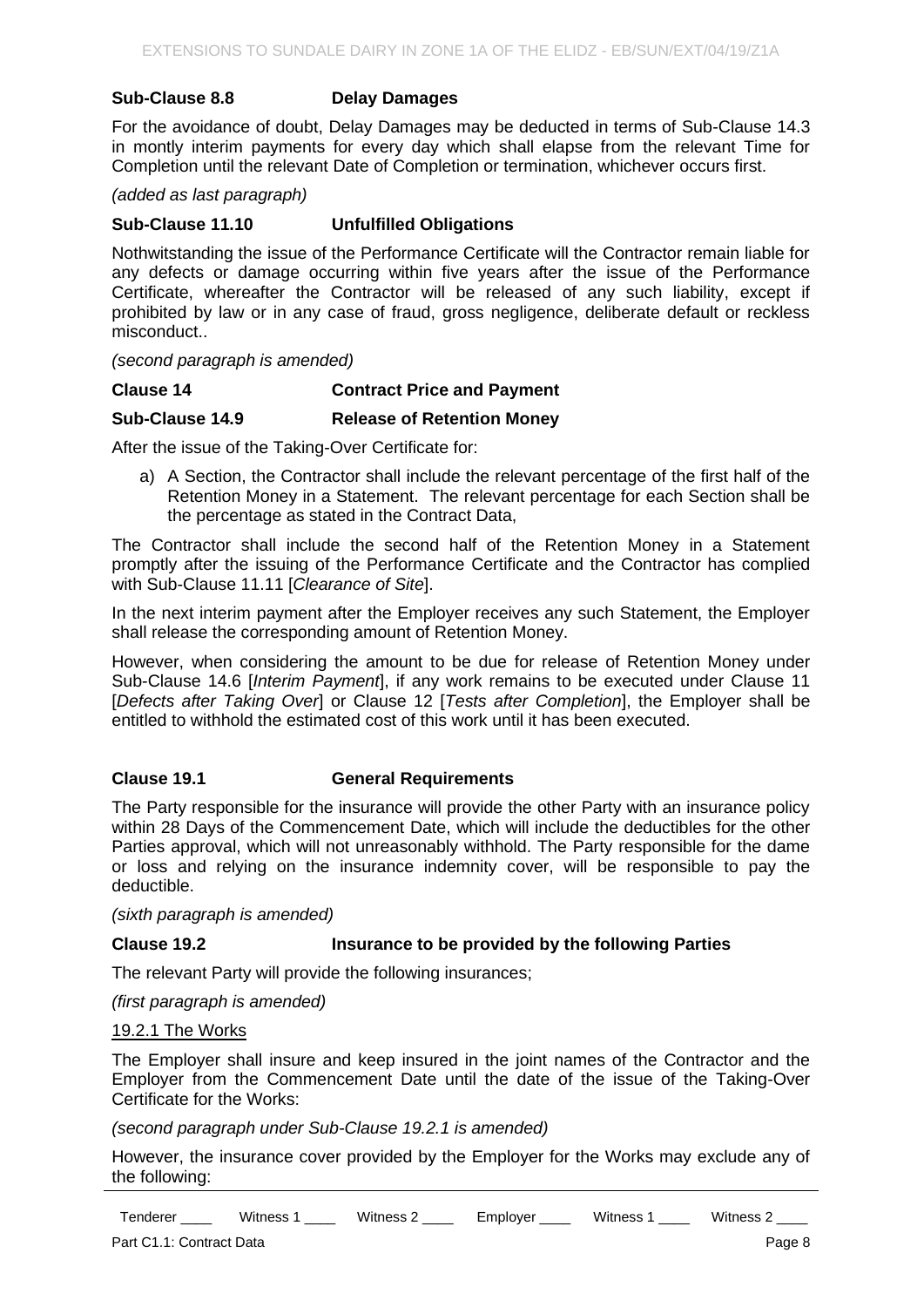**Sub-Clause 8.8 Delay Damages**

For the avoidance of doubt, Delay Damages may be deducted in terms of Sub-Clause 14.3 in montly interim payments for every day which shall elapse from the relevant Time for Completion until the relevant Date of Completion or termination, whichever occurs first.

*(added as last paragraph)*

**Sub-Clause 11.10 Unfulfilled Obligations**

Nothwitstanding the issue of the Performance Certificate will the Contractor remain liable for any defects or damage occurring within five years after the issue of the Performance Certificate, whereafter the Contractor will be released of any such liability, except if prohibited by law or in any case of fraud, gross negligence, deliberate default or reckless misconduct..

*(second paragraph is amended)*

**Clause 14 Contract Price and Payment**

**Sub-Clause 14.9 Release of Retention Money**

After the issue of the Taking-Over Certificate for:

a) A Section, the Contractor shall include the relevant percentage of the first half of the Retention Money in a Statement. The relevant percentage for each Section shall be the percentage as stated in the Contract Data,

The Contractor shall include the second half of the Retention Money in a Statement promptly after the issuing of the Performance Certificate and the Contractor has complied with Sub-Clause 11.11 [*Clearance of Site*].

In the next interim payment after the Employer receives any such Statement, the Employer shall release the corresponding amount of Retention Money.

However, when considering the amount to be due for release of Retention Money under Sub-Clause 14.6 [*Interim Payment*], if any work remains to be executed under Clause 11 [*Defects after Taking Over*] or Clause 12 [*Tests after Completion*], the Employer shall be entitled to withhold the estimated cost of this work until it has been executed.

**Clause 19.1 General Requirements**

The Party responsible for the insurance will provide the other Party with an insurance policy within 28 Days of the Commencement Date, which will include the deductibles for the other Parties approval, which will not unreasonably withhold. The Party responsible for the dame or loss and relying on the insurance indemnity cover, will be responsible to pay the deductible.

*(sixth paragraph is amended)*

**Clause 19.2 Insurance to be provided by the following Parties**

The relevant Party will provide the following insurances;

*(first paragraph is amended)*

19.2.1 The Works

The Employer shall insure and keep insured in the joint names of the Contractor and the Employer from the Commencement Date until the date of the issue of the Taking-Over Certificate for the Works:

*(second paragraph under Sub-Clause 19.2.1 is amended)*

However, the insurance cover provided by the Employer for the Works may exclude any of the following: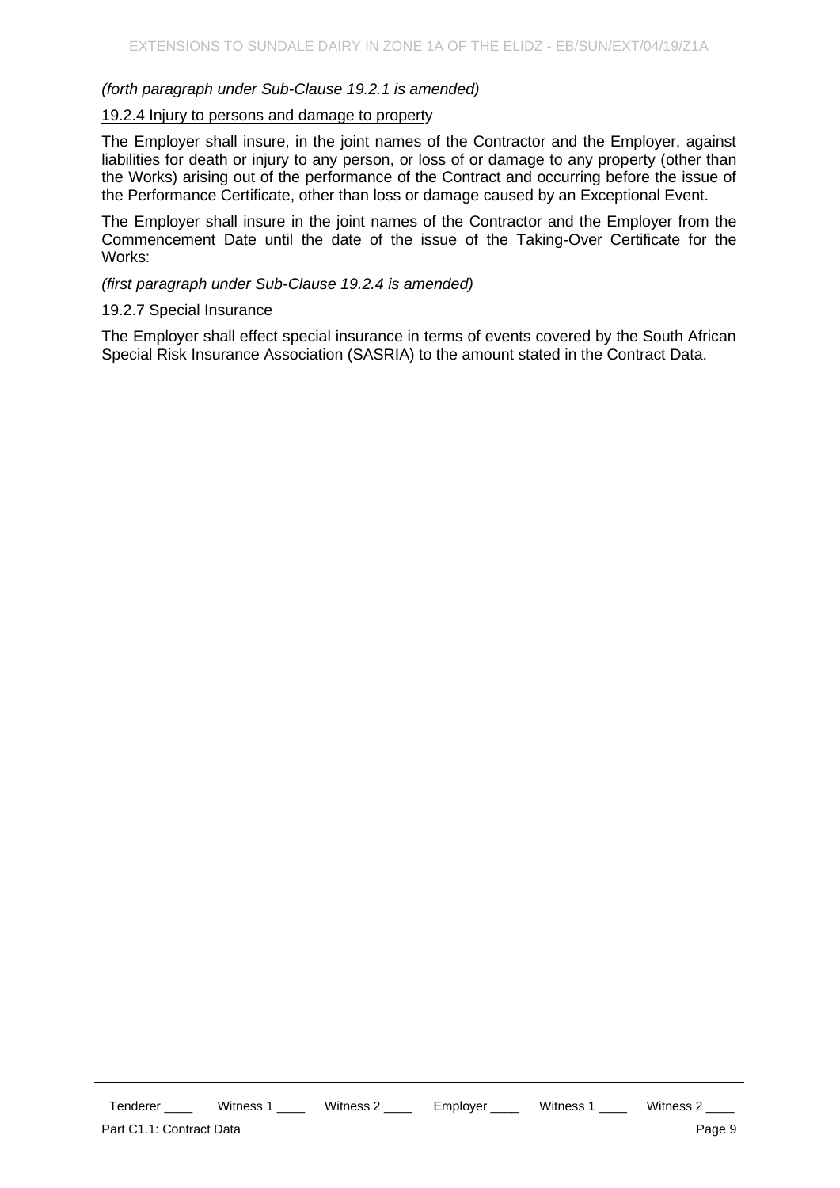*(forth paragraph under Sub-Clause 19.2.1 is amended)*

<u>19.2.4 Injury to persons and damage to property</u>

The Employer shall insure, in the joint names of the Contractor and the Employer, against liabilities for death or injury to any person, or loss of or damage to any property (other than the Works) arising out of the performance of the Contract and occurring before the issue of the Performance Certificate, other than loss or damage caused by an Exceptional Event.

The Employer shall insure in the joint names of the Contractor and the Employer from the Commencement Date until the date of the issue of the Taking-Over Certificate for the Works:

*(first paragraph under Sub-Clause 19.2.4 is amended)*

<u>19.2.7 Special Insurance</u>

The Employer shall effect special insurance in terms of events covered by the South African Special Risk Insurance Association (SASRIA) to the amount stated in the Contract Data.

Tenderer ____ Witness 1 ____ Witness 2 ____ Employer ____ Witness 1 ____ Witness 2 ____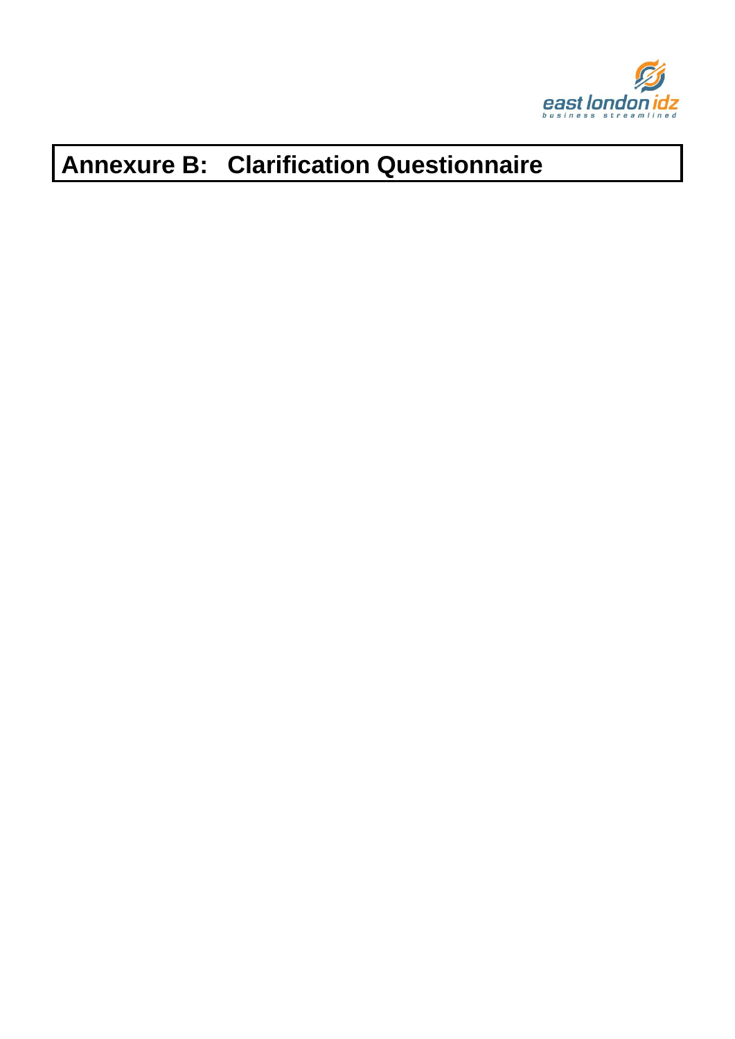# Annexure B: Clarification Questionnaire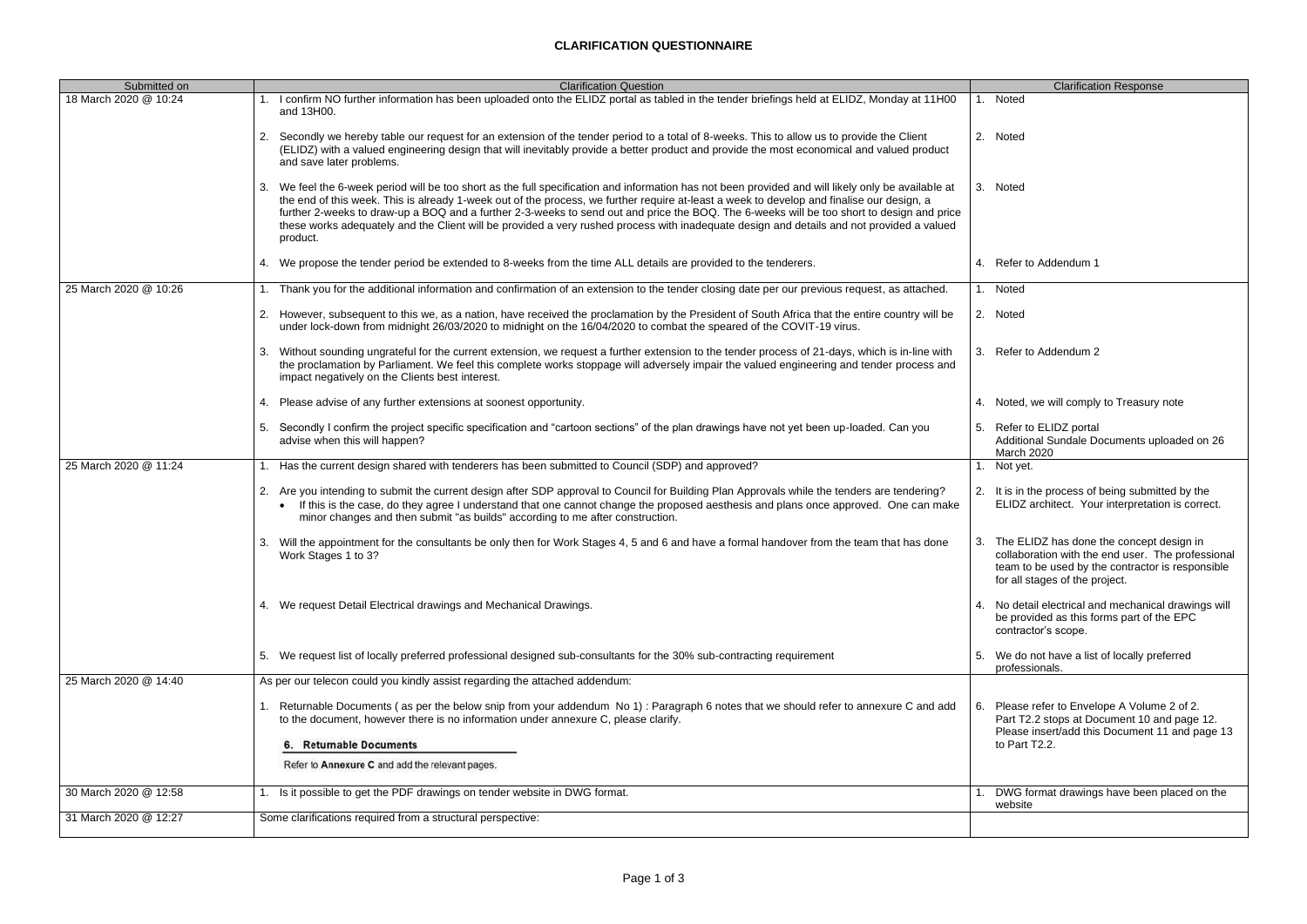# CLARIFICATION QUESTIONNAIRE

| Submitted on | Clarification Question | Clarification Response |
|---|---|---|
| 18 March 2020 @ 10:24 | 1. I confirm NO further information has been uploaded onto the ELIDZ portal as tabled in the tender briefings held at ELIDZ, Monday at 11H00 and 13H00. | 1. Noted |
| | 2. Secondly we hereby table our request for an extension of the tender period to a total of 8-weeks. This to allow us to provide the Client (ELIDZ) with a valued engineering design that will inevitably provide a better product and provide the most economical and valued product and save later problems. | 2. Noted |
| | 3. We feel the 6-week period will be too short as the full specification and information has not been provided and will likely only be available at the end of this week. This is already 1-week out of the process, we further require at-least a week to develop and finalise our design, a further 2-weeks to draw-up a BOQ and a further 2-3-weeks to send out and price the BOQ. The 6-weeks will be too short to design and price these works adequately and the Client will be provided a very rushed process with inadequate design and details and not provided a valued product. | 3. Noted |
| | 4. We propose the tender period be extended to 8-weeks from the time ALL details are provided to the tenderers. | 4. Refer to Addendum 1 |
| 25 March 2020 @ 10:26 | 1. Thank you for the additional information and confirmation of an extension to the tender closing date per our previous request, as attached. | 1. Noted |
| | 2. However, subsequent to this we, as a nation, have received the proclamation by the President of South Africa that the entire country will be under lock-down from midnight 26/03/2020 to midnight on the 16/04/2020 to combat the speared of the COVIT-19 virus. | 2. Noted |
| | 3. Without sounding ungrateful for the current extension, we request a further extension to the tender process of 21-days, which is in-line with the proclamation by Parliament. We feel this complete works stoppage will adversely impair the valued engineering and tender process and impact negatively on the Clients best interest. | 3. Refer to Addendum 2 |
| | 4. Please advise of any further extensions at soonest opportunity. | 4. Noted, we will comply to Treasury note |
| | 5. Secondly I confirm the project specific specification and "cartoon sections" of the plan drawings have not yet been up-loaded. Can you advise when this will happen? | 5. Refer to ELIDZ portal Additional Sundale Documents uploaded on 26 March 2020 |
| 25 March 2020 @ 11:24 | 1. Has the current design shared with tenderers has been submitted to Council (SDP) and approved? | 1. Not yet. |
| | 2. Are you intending to submit the current design after SDP approval to Council for Building Plan Approvals while the tenders are tendering?<br>• If this is the case, do they agree I understand that one cannot change the proposed aesthesis and plans once approved. One can make minor changes and then submit "as builds" according to me after construction. | 2. It is in the process of being submitted by the ELIDZ architect. Your interpretation is correct. |
| | 3. Will the appointment for the consultants be only then for Work Stages 4, 5 and 6 and have a formal handover from the team that has done Work Stages 1 to 3? | 3. The ELIDZ has done the concept design in collaboration with the end user. The professional team to be used by the contractor is responsible for all stages of the project. |
| | 4. We request Detail Electrical drawings and Mechanical Drawings. | 4. No detail electrical and mechanical drawings will be provided as this forms part of the EPC contractor's scope. |
| | 5. We request list of locally preferred professional designed sub-consultants for the 30% sub-contracting requirement | 5. We do not have a list of locally preferred professionals. |
| 25 March 2020 @ 14:40 | As per our telecon could you kindly assist regarding the attached addendum:<br><br>1. Returnable Documents ( as per the below snip from your addendum No 1) : Paragraph 6 notes that we should refer to annexure C and add to the document, however there is no information under annexure C, please clarify.<br><br>**6. Returnable Documents**<br>Refer to **Annexure C** and add the relevant pages. | 6. Please refer to Envelope A Volume 2 of 2. Part T2.2 stops at Document 10 and page 12. Please insert/add this Document 11 and page 13 to Part T2.2. |
| 30 March 2020 @ 12:58 | 1. Is it possible to get the PDF drawings on tender website in DWG format. | 1. DWG format drawings have been placed on the website |
| 31 March 2020 @ 12:27 | Some clarifications required from a structural perspective: | |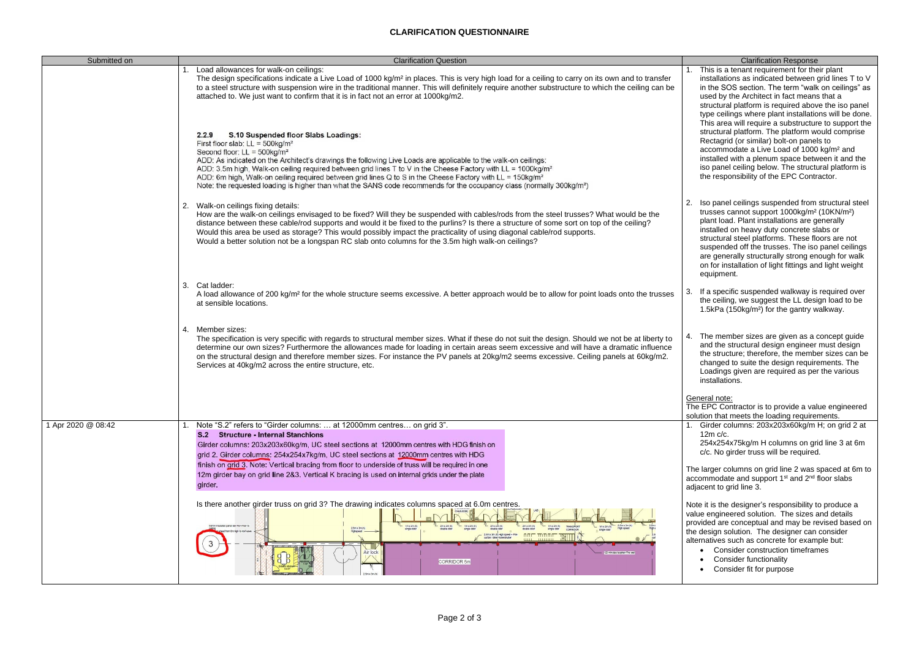# CLARIFICATION QUESTIONNAIRE

| Submitted on | Clarification Question | Clarification Response |
|---|---|---|
| | 1. Load allowances for walk-on ceilings:<br>The design specifications indicate a Live Load of 1000 kg/m² in places. This is very high load for a ceiling to carry on its own and to transfer to a steel structure with suspension wire in the traditional manner. This will definitely require another substructure to which the ceiling can be attached to. We just want to confirm that it is in fact not an error at 1000kg/m2.<br><br>**2.2.9 S.10 Suspended floor Slabs Loadings:**<br>First floor slab: LL = 500kg/m²<br>Second floor: LL = 500kg/m²<br>ADD: As indicated on the Architect's drawings the following Live Loads are applicable to the walk-on ceilings:<br>ADD: 3.5m high, Walk-on ceiling required between grid lines T to V in the Cheese Factory with LL = 1000kg/m²<br>ADD: 6m high, Walk-on ceiling required between grid lines Q to S in the Cheese Factory with LL = 150kg/m²<br>Note: the requested loading is higher than what the SANS code recommends for the occupancy class (normally 300kg/m²) | 1. This is a tenant requirement for their plant installations as indicated between grid lines T to V in the SOS section. The term "walk on ceilings" as used by the Architect in fact means that a structural platform is required above the iso panel type ceilings where plant installations will be done. This area will require a substructure to support the structural platform. The platform would comprise Rectagrid (or similar) bolt-on panels to accommodate a Live Load of 1000 kg/m² and installed with a plenum space between it and the iso panel ceiling below. The structural platform is the responsibility of the EPC Contractor. |
| | 2. Walk-on ceilings fixing details:<br>How are the walk-on ceilings envisaged to be fixed? Will they be suspended with cables/rods from the steel trusses? What would be the distance between these cable/rod supports and would it be fixed to the purlins? Is there a structure of some sort on top of the ceiling? Would this area be used as storage? This would possibly impact the practicality of using diagonal cable/rod supports.<br>Would a better solution not be a longspan RC slab onto columns for the 3.5m high walk-on ceilings? | 2. Iso panel ceilings suspended from structural steel trusses cannot support 1000kg/m² (10KN/m²) plant load. Plant installations are generally installed on heavy duty concrete slabs or structural steel platforms. These floors are not suspended off the trusses. The iso panel ceilings are generally structurally strong enough for walk on for installation of light fittings and light weight equipment. |
| | 3. Cat ladder:<br>A load allowance of 200 kg/m² for the whole structure seems excessive. A better approach would be to allow for point loads onto the trusses at sensible locations. | 3. If a specific suspended walkway is required over the ceiling, we suggest the LL design load to be 1.5kPa (150kg/m²) for the gantry walkway. |
| | 4. Member sizes:<br>The specification is very specific with regards to structural member sizes. What if these do not suit the design. Should we not be at liberty to determine our own sizes? Furthermore the allowances made for loading in certain areas seem excessive and will have a dramatic influence on the structural design and therefore member sizes. For instance the PV panels at 20kg/m2 seems excessive. Ceiling panels at 60kg/m2. Services at 40kg/m2 across the entire structure, etc. | 4. The member sizes are given as a concept guide and the structural design engineer must design the structure; therefore, the member sizes can be changed to suite the design requirements. The Loadings given are required as per the various installations.<br><br>General note:<br>The EPC Contractor is to provide a value engineered solution that meets the loading requirements. |
| 1 Apr 2020 @ 08:42 | 1. Note "S.2" refers to "Girder columns: … at 12000mm centres… on grid 3".<br>**S.2 Structure - Internal Stanchions**<br>Girder columns: 203x203x60kg/m, UC steel sections at 12000mm centres with HDG finish on grid 2. Girder columns: 254x254x7kg/m, UC steel sections at 12000mm centres with HDG finish on grid 3. Note: Vertical bracing from floor to underside of truss will be required in one 12m girder bay on grid line 2&3. Vertical K bracing is used on internal grids under the plate girder.<br><br>Is there another girder truss on grid 3? The drawing indicates columns spaced at 6.0m centres. | 1. Girder columns: 203x203x60kg/m H; on grid 2 at 12m c/c.<br>254x254x75kg/m H columns on grid line 3 at 6m c/c. No girder truss will be required.<br><br>The larger columns on grid line 2 was spaced at 6m to accommodate and support 1st and 2nd floor slabs adjacent to grid line 3.<br><br>Note it is the designer's responsibility to produce a value engineered solution. The sizes and details provided are conceptual and may be revised based on the design solution. The designer can consider alternatives such as concrete for example but:<br>• Consider construction timeframes<br>• Consider functionality<br>• Consider fit for purpose |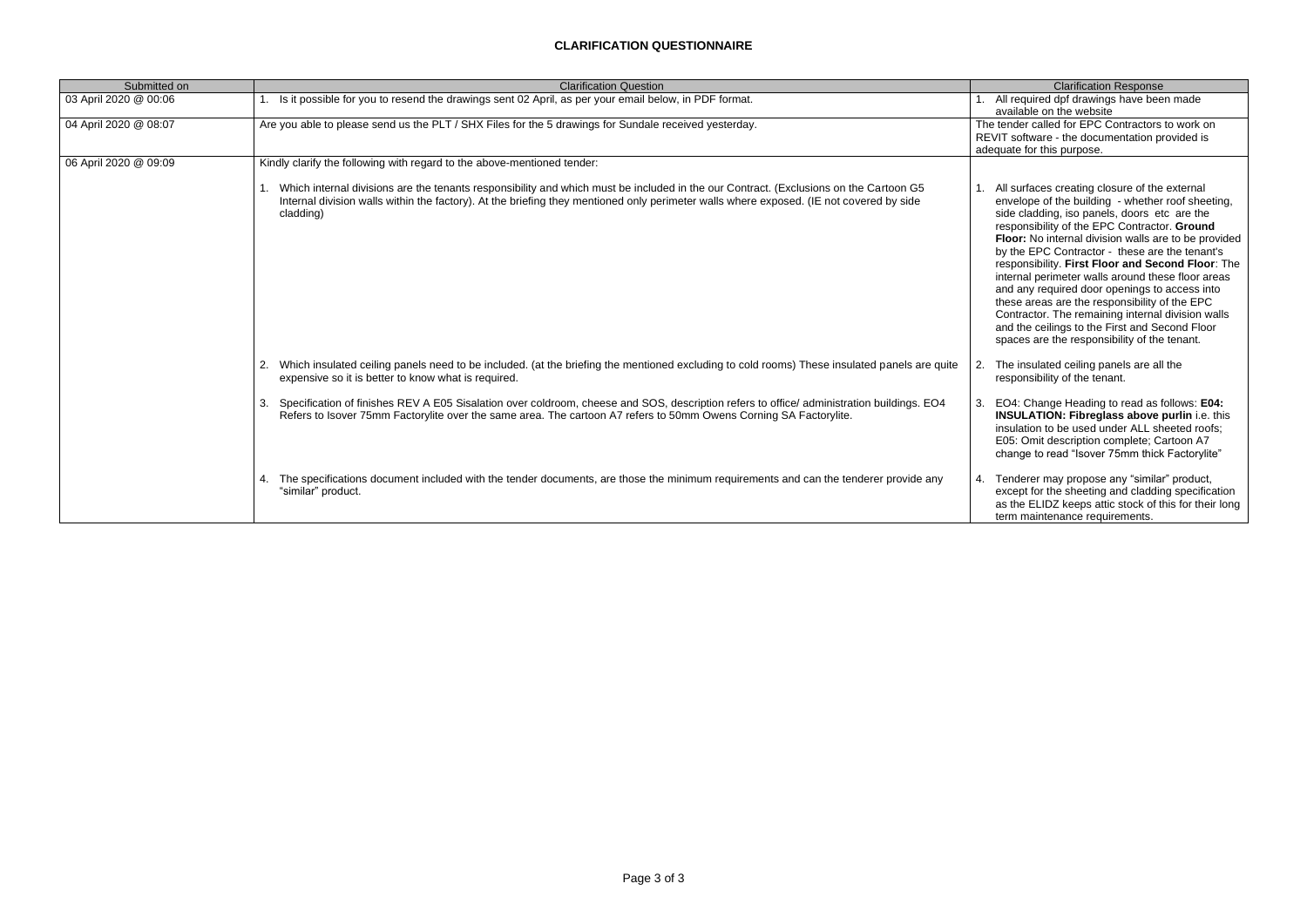# CLARIFICATION QUESTIONNAIRE

| Submitted on | Clarification Question | Clarification Response |
|---|---|---|
| 03 April 2020 @ 00:06 | 1. Is it possible for you to resend the drawings sent 02 April, as per your email below, in PDF format. | 1. All required dpf drawings have been made available on the website |
| 04 April 2020 @ 08:07 | Are you able to please send us the PLT / SHX Files for the 5 drawings for Sundale received yesterday. | The tender called for EPC Contractors to work on REVIT software - the documentation provided is adequate for this purpose. |
| 06 April 2020 @ 09:09 | Kindly clarify the following with regard to the above-mentioned tender: | |
| | 1. Which internal divisions are the tenants responsibility and which must be included in the our Contract. (Exclusions on the Cartoon G5 Internal division walls within the factory). At the briefing they mentioned only perimeter walls where exposed. (IE not covered by side cladding) | 1. All surfaces creating closure of the external envelope of the building - whether roof sheeting, side cladding, iso panels, doors etc are the responsibility of the EPC Contractor. **Ground Floor:** No internal division walls are to be provided by the EPC Contractor - these are the tenant's responsibility. **First Floor and Second Floor**: The internal perimeter walls around these floor areas and any required door openings to access into these areas are the responsibility of the EPC Contractor. The remaining internal division walls and the ceilings to the First and Second Floor spaces are the responsibility of the tenant. |
| | 2. Which insulated ceiling panels need to be included. (at the briefing the mentioned excluding to cold rooms) These insulated panels are quite expensive so it is better to know what is required. | 2. The insulated ceiling panels are all the responsibility of the tenant. |
| | 3. Specification of finishes REV A E05 Sisalation over coldroom, cheese and SOS, description refers to office/ administration buildings. EO4 Refers to Isover 75mm Factorylite over the same area. The cartoon A7 refers to 50mm Owens Corning SA Factorylite. | 3. EO4: Change Heading to read as follows: **E04: INSULATION: Fibreglass above purlin** i.e. this insulation to be used under ALL sheeted roofs; E05: Omit description complete; Cartoon A7 change to read "Isover 75mm thick Factorylite" |
| | 4. The specifications document included with the tender documents, are those the minimum requirements and can the tenderer provide any "similar" product. | 4. Tenderer may propose any "similar" product, except for the sheeting and cladding specification as the ELIDZ keeps attic stock of this for their long term maintenance requirements. |